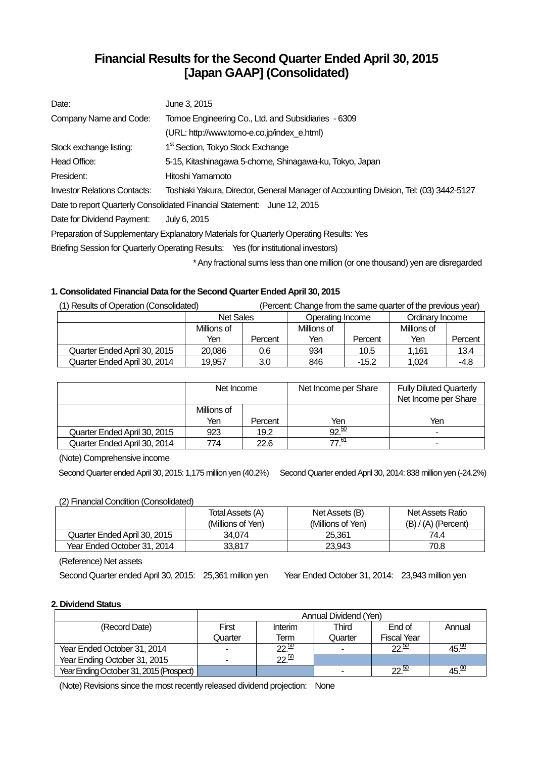# Financial Results for the Second Quarter Ended April 30, 2015
# [Japan GAAP] (Consolidated)

Date: June 3, 2015

Company Name and Code: Tomoe Engineering Co., Ltd. and Subsidiaries - 6309

(URL: http://www.tomo-e.co.jp/index_e.html)

Stock exchange listing: 1st Section, Tokyo Stock Exchange

Head Office: 5-15, Kitashinagawa 5-chome, Shinagawa-ku, Tokyo, Japan

President: Hitoshi Yamamoto

Investor Relations Contacts: Toshiaki Yakura, Director, General Manager of Accounting Division, Tel: (03) 3442-5127

Date to report Quarterly Consolidated Financial Statement: June 12, 2015

Date for Dividend Payment: July 6, 2015

Preparation of Supplementary Explanatory Materials for Quarterly Operating Results: Yes

Briefing Session for Quarterly Operating Results: Yes (for institutional investors)

\* Any fractional sums less than one million (or one thousand) yen are disregarded

### 1. Consolidated Financial Data for the Second Quarter Ended April 30, 2015

(1) Results of Operation (Consolidated) (Percent: Change from the same quarter of the previous year)

| | Net Sales | | Operating Income | | Ordinary Income | |
|---|---|---|---|---|---|---|
| | Millions of Yen | Percent | Millions of Yen | Percent | Millions of Yen | Percent |
| Quarter Ended April 30, 2015 | 20,086 | 0.6 | 934 | 10.5 | 1,161 | 13.4 |
| Quarter Ended April 30, 2014 | 19,957 | 3.0 | 846 | -15.2 | 1,024 | -4.8 |

| | Net Income | | Net Income per Share | Fully Diluted Quarterly Net Income per Share |
|---|---|---|---|---|
| | Millions of Yen | Percent | Yen | Yen |
| Quarter Ended April 30, 2015 | 923 | 19.2 | 92.50 | - |
| Quarter Ended April 30, 2014 | 774 | 22.6 | 77.61 | - |

(Note) Comprehensive income

Second Quarter ended April 30, 2015: 1,175 million yen (40.2%) Second Quarter ended April 30, 2014: 838 million yen (-24.2%)

(2) Financial Condition (Consolidated)

| | Total Assets (A) (Millions of Yen) | Net Assets (B) (Millions of Yen) | Net Assets Ratio (B) / (A) (Percent) |
|---|---|---|---|
| Quarter Ended April 30, 2015 | 34,074 | 25,361 | 74.4 |
| Year Ended October 31, 2014 | 33,817 | 23,943 | 70.8 |

(Reference) Net assets

Second Quarter ended April 30, 2015: 25,361 million yen Year Ended October 31, 2014: 23,943 million yen

### 2. Dividend Status

| | Annual Dividend (Yen) | | | | |
|---|---|---|---|---|---|
| (Record Date) | First Quarter | Interim Term | Third Quarter | End of Fiscal Year | Annual |
| Year Ended October 31, 2014 | - | 22.50 | - | 22.50 | 45.00 |
| Year Ending October 31, 2015 | - | 22.50 | | | |
| Year Ending October 31, 2015 (Prospect) | | | - | 22.50 | 45.00 |

(Note) Revisions since the most recently released dividend projection: None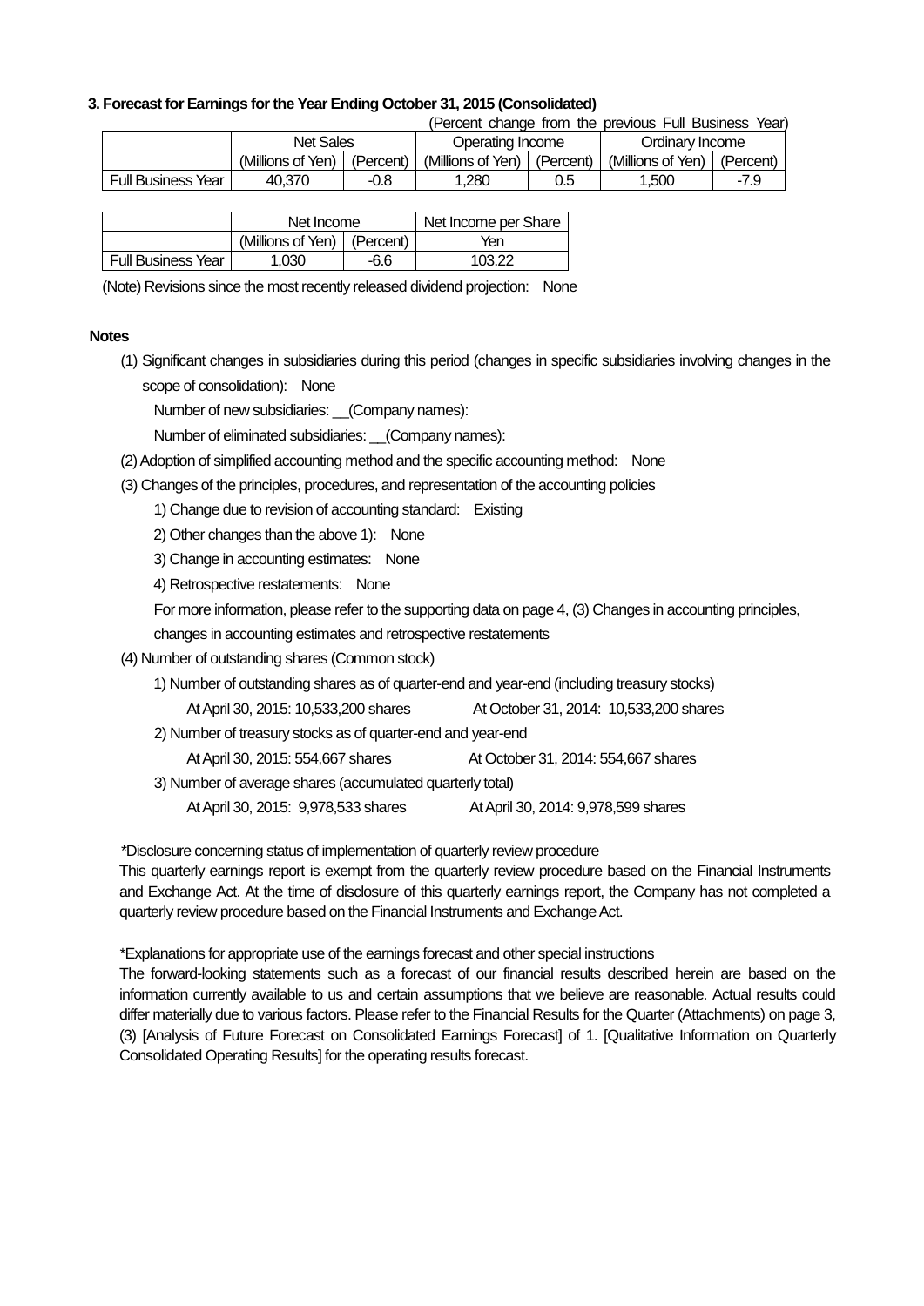**3. Forecast for Earnings for the Year Ending October 31, 2015 (Consolidated)**

(Percent change from the previous Full Business Year)

| | Net Sales | | Operating Income | | Ordinary Income | |
|---|---|---|---|---|---|---|
| | (Millions of Yen) | (Percent) | (Millions of Yen) | (Percent) | (Millions of Yen) | (Percent) |
| Full Business Year | 40,370 | -0.8 | 1,280 | 0.5 | 1,500 | -7.9 |

| | Net Income | | Net Income per Share |
|---|---|---|---|
| | (Millions of Yen) | (Percent) | Yen |
| Full Business Year | 1,030 | -6.6 | 103.22 |

(Note) Revisions since the most recently released dividend projection: None

**Notes**

(1) Significant changes in subsidiaries during this period (changes in specific subsidiaries involving changes in the scope of consolidation): None

Number of new subsidiaries: __(Company names):

Number of eliminated subsidiaries: __(Company names):

(2) Adoption of simplified accounting method and the specific accounting method: None

(3) Changes of the principles, procedures, and representation of the accounting policies

1) Change due to revision of accounting standard: Existing

2) Other changes than the above 1): None

3) Change in accounting estimates: None

4) Retrospective restatements: None

For more information, please refer to the supporting data on page 4, (3) Changes in accounting principles, changes in accounting estimates and retrospective restatements

(4) Number of outstanding shares (Common stock)

1) Number of outstanding shares as of quarter-end and year-end (including treasury stocks)

At April 30, 2015: 10,533,200 shares At October 31, 2014: 10,533,200 shares

2) Number of treasury stocks as of quarter-end and year-end

At April 30, 2015: 554,667 shares At October 31, 2014: 554,667 shares

3) Number of average shares (accumulated quarterly total)

At April 30, 2015: 9,978,533 shares At April 30, 2014: 9,978,599 shares

*Disclosure concerning status of implementation of quarterly review procedure

This quarterly earnings report is exempt from the quarterly review procedure based on the Financial Instruments and Exchange Act. At the time of disclosure of this quarterly earnings report, the Company has not completed a quarterly review procedure based on the Financial Instruments and Exchange Act.

*Explanations for appropriate use of the earnings forecast and other special instructions

The forward-looking statements such as a forecast of our financial results described herein are based on the information currently available to us and certain assumptions that we believe are reasonable. Actual results could differ materially due to various factors. Please refer to the Financial Results for the Quarter (Attachments) on page 3, (3) [Analysis of Future Forecast on Consolidated Earnings Forecast] of 1. [Qualitative Information on Quarterly Consolidated Operating Results] for the operating results forecast.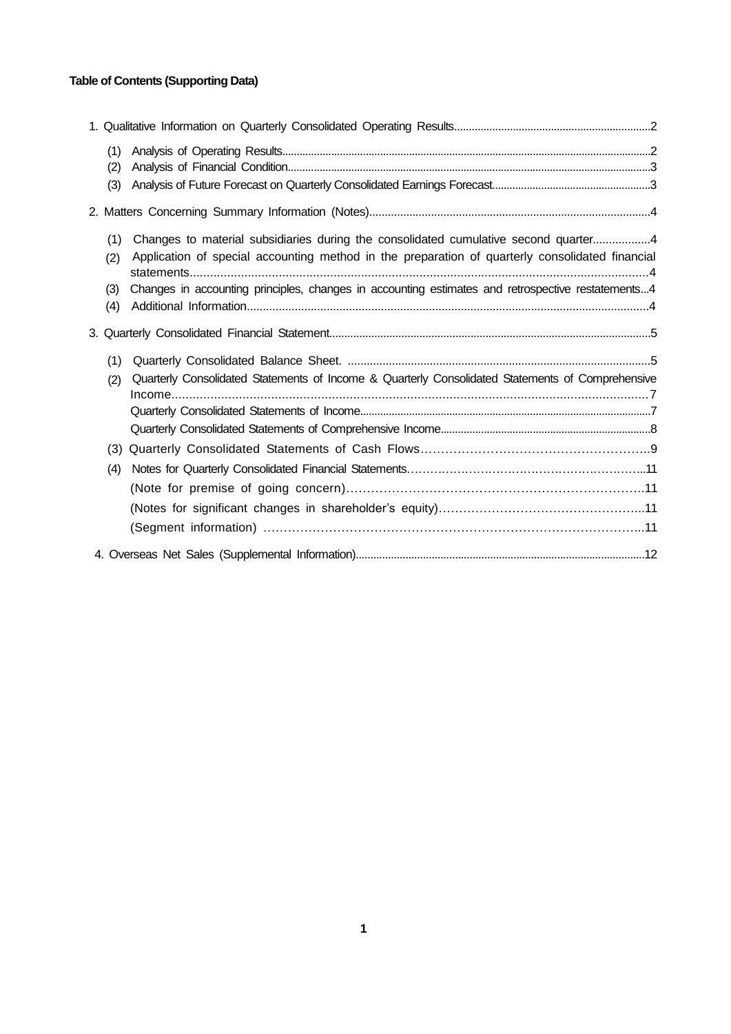**Table of Contents (Supporting Data)**

1. Qualitative Information on Quarterly Consolidated Operating Results....2
   - (1) Analysis of Operating Results....2
   - (2) Analysis of Financial Condition....3
   - (3) Analysis of Future Forecast on Quarterly Consolidated Earnings Forecast....3
2. Matters Concerning Summary Information (Notes)....4
   - (1) Changes to material subsidiaries during the consolidated cumulative second quarter....4
   - (2) Application of special accounting method in the preparation of quarterly consolidated financial statements....4
   - (3) Changes in accounting principles, changes in accounting estimates and retrospective restatements...4
   - (4) Additional Information....4
3. Quarterly Consolidated Financial Statement....5
   - (1) Quarterly Consolidated Balance Sheet. ....5
   - (2) Quarterly Consolidated Statements of Income & Quarterly Consolidated Statements of Comprehensive Income....7
     - Quarterly Consolidated Statements of Income....7
     - Quarterly Consolidated Statements of Comprehensive Income....8
   - (3) Quarterly Consolidated Statements of Cash Flows....9
   - (4) Notes for Quarterly Consolidated Financial Statements....11
     - (Note for premise of going concern)....11
     - (Notes for significant changes in shareholder's equity)....11
     - (Segment information) ....11
4. Overseas Net Sales (Supplemental Information)....12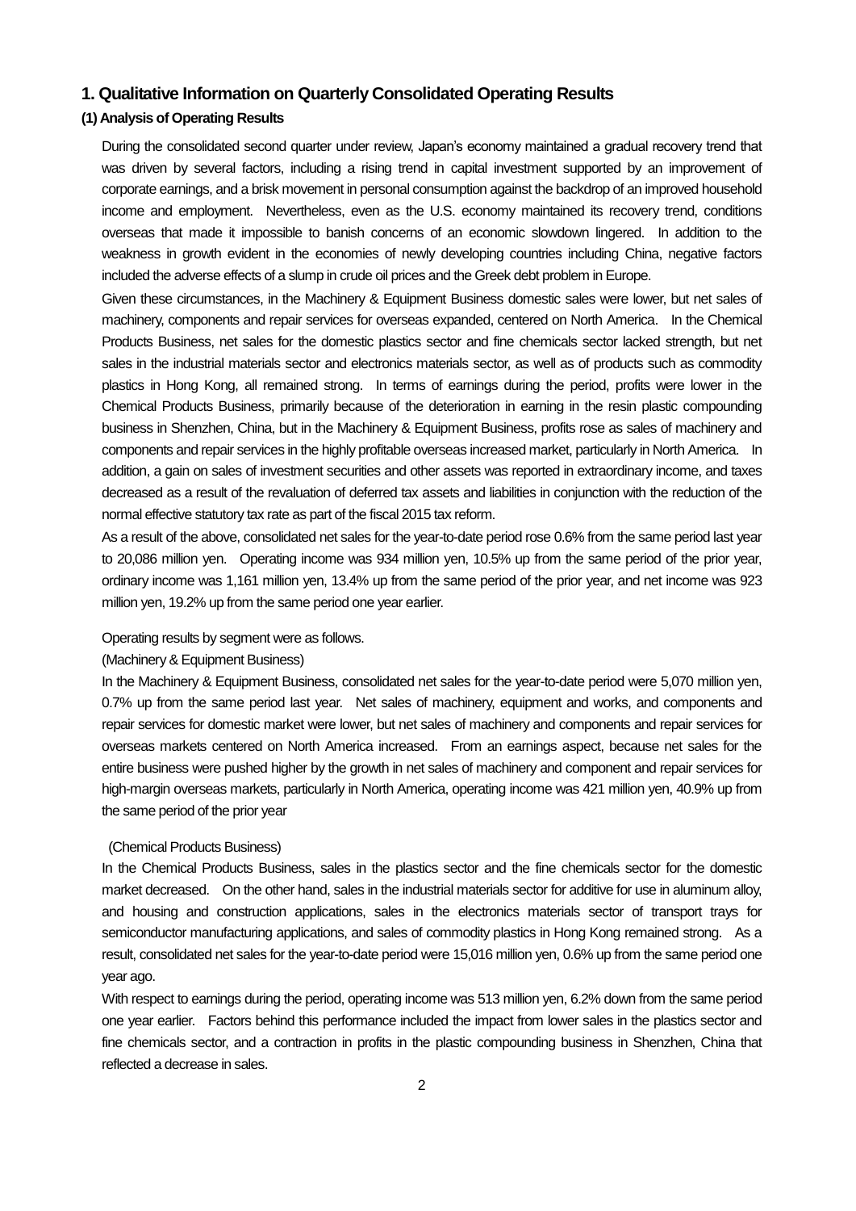# 1. Qualitative Information on Quarterly Consolidated Operating Results

## (1) Analysis of Operating Results

During the consolidated second quarter under review, Japan's economy maintained a gradual recovery trend that was driven by several factors, including a rising trend in capital investment supported by an improvement of corporate earnings, and a brisk movement in personal consumption against the backdrop of an improved household income and employment. Nevertheless, even as the U.S. economy maintained its recovery trend, conditions overseas that made it impossible to banish concerns of an economic slowdown lingered. In addition to the weakness in growth evident in the economies of newly developing countries including China, negative factors included the adverse effects of a slump in crude oil prices and the Greek debt problem in Europe.

Given these circumstances, in the Machinery & Equipment Business domestic sales were lower, but net sales of machinery, components and repair services for overseas expanded, centered on North America. In the Chemical Products Business, net sales for the domestic plastics sector and fine chemicals sector lacked strength, but net sales in the industrial materials sector and electronics materials sector, as well as of products such as commodity plastics in Hong Kong, all remained strong. In terms of earnings during the period, profits were lower in the Chemical Products Business, primarily because of the deterioration in earning in the resin plastic compounding business in Shenzhen, China, but in the Machinery & Equipment Business, profits rose as sales of machinery and components and repair services in the highly profitable overseas increased market, particularly in North America. In addition, a gain on sales of investment securities and other assets was reported in extraordinary income, and taxes decreased as a result of the revaluation of deferred tax assets and liabilities in conjunction with the reduction of the normal effective statutory tax rate as part of the fiscal 2015 tax reform.

As a result of the above, consolidated net sales for the year-to-date period rose 0.6% from the same period last year to 20,086 million yen. Operating income was 934 million yen, 10.5% up from the same period of the prior year, ordinary income was 1,161 million yen, 13.4% up from the same period of the prior year, and net income was 923 million yen, 19.2% up from the same period one year earlier.

Operating results by segment were as follows.

(Machinery & Equipment Business)

In the Machinery & Equipment Business, consolidated net sales for the year-to-date period were 5,070 million yen, 0.7% up from the same period last year. Net sales of machinery, equipment and works, and components and repair services for domestic market were lower, but net sales of machinery and components and repair services for overseas markets centered on North America increased. From an earnings aspect, because net sales for the entire business were pushed higher by the growth in net sales of machinery and component and repair services for high-margin overseas markets, particularly in North America, operating income was 421 million yen, 40.9% up from the same period of the prior year

(Chemical Products Business)

In the Chemical Products Business, sales in the plastics sector and the fine chemicals sector for the domestic market decreased. On the other hand, sales in the industrial materials sector for additive for use in aluminum alloy, and housing and construction applications, sales in the electronics materials sector of transport trays for semiconductor manufacturing applications, and sales of commodity plastics in Hong Kong remained strong. As a result, consolidated net sales for the year-to-date period were 15,016 million yen, 0.6% up from the same period one year ago.

With respect to earnings during the period, operating income was 513 million yen, 6.2% down from the same period one year earlier. Factors behind this performance included the impact from lower sales in the plastics sector and fine chemicals sector, and a contraction in profits in the plastic compounding business in Shenzhen, China that reflected a decrease in sales.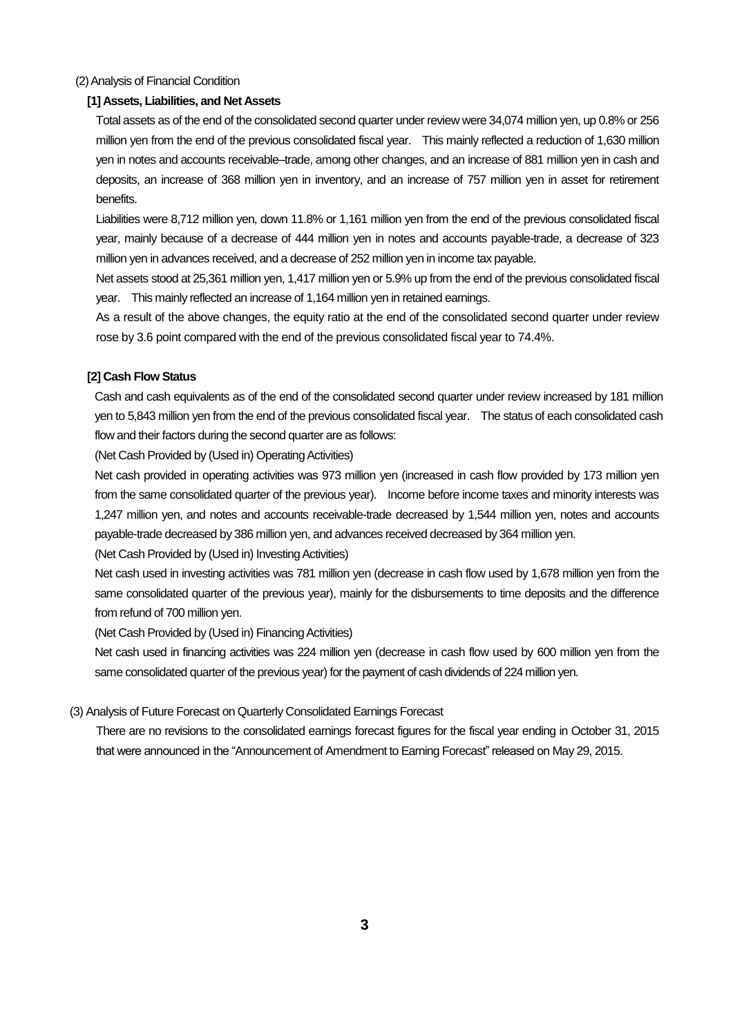(2) Analysis of Financial Condition

**[1] Assets, Liabilities, and Net Assets**

Total assets as of the end of the consolidated second quarter under review were 34,074 million yen, up 0.8% or 256 million yen from the end of the previous consolidated fiscal year. This mainly reflected a reduction of 1,630 million yen in notes and accounts receivable–trade, among other changes, and an increase of 881 million yen in cash and deposits, an increase of 368 million yen in inventory, and an increase of 757 million yen in asset for retirement benefits.

Liabilities were 8,712 million yen, down 11.8% or 1,161 million yen from the end of the previous consolidated fiscal year, mainly because of a decrease of 444 million yen in notes and accounts payable-trade, a decrease of 323 million yen in advances received, and a decrease of 252 million yen in income tax payable.

Net assets stood at 25,361 million yen, 1,417 million yen or 5.9% up from the end of the previous consolidated fiscal year. This mainly reflected an increase of 1,164 million yen in retained earnings.

As a result of the above changes, the equity ratio at the end of the consolidated second quarter under review rose by 3.6 point compared with the end of the previous consolidated fiscal year to 74.4%.

**[2] Cash Flow Status**

Cash and cash equivalents as of the end of the consolidated second quarter under review increased by 181 million yen to 5,843 million yen from the end of the previous consolidated fiscal year. The status of each consolidated cash flow and their factors during the second quarter are as follows:

(Net Cash Provided by (Used in) Operating Activities)

Net cash provided in operating activities was 973 million yen (increased in cash flow provided by 173 million yen from the same consolidated quarter of the previous year). Income before income taxes and minority interests was 1,247 million yen, and notes and accounts receivable-trade decreased by 1,544 million yen, notes and accounts payable-trade decreased by 386 million yen, and advances received decreased by 364 million yen.

(Net Cash Provided by (Used in) Investing Activities)

Net cash used in investing activities was 781 million yen (decrease in cash flow used by 1,678 million yen from the same consolidated quarter of the previous year), mainly for the disbursements to time deposits and the difference from refund of 700 million yen.

(Net Cash Provided by (Used in) Financing Activities)

Net cash used in financing activities was 224 million yen (decrease in cash flow used by 600 million yen from the same consolidated quarter of the previous year) for the payment of cash dividends of 224 million yen.

(3) Analysis of Future Forecast on Quarterly Consolidated Earnings Forecast

There are no revisions to the consolidated earnings forecast figures for the fiscal year ending in October 31, 2015 that were announced in the "Announcement of Amendment to Earning Forecast" released on May 29, 2015.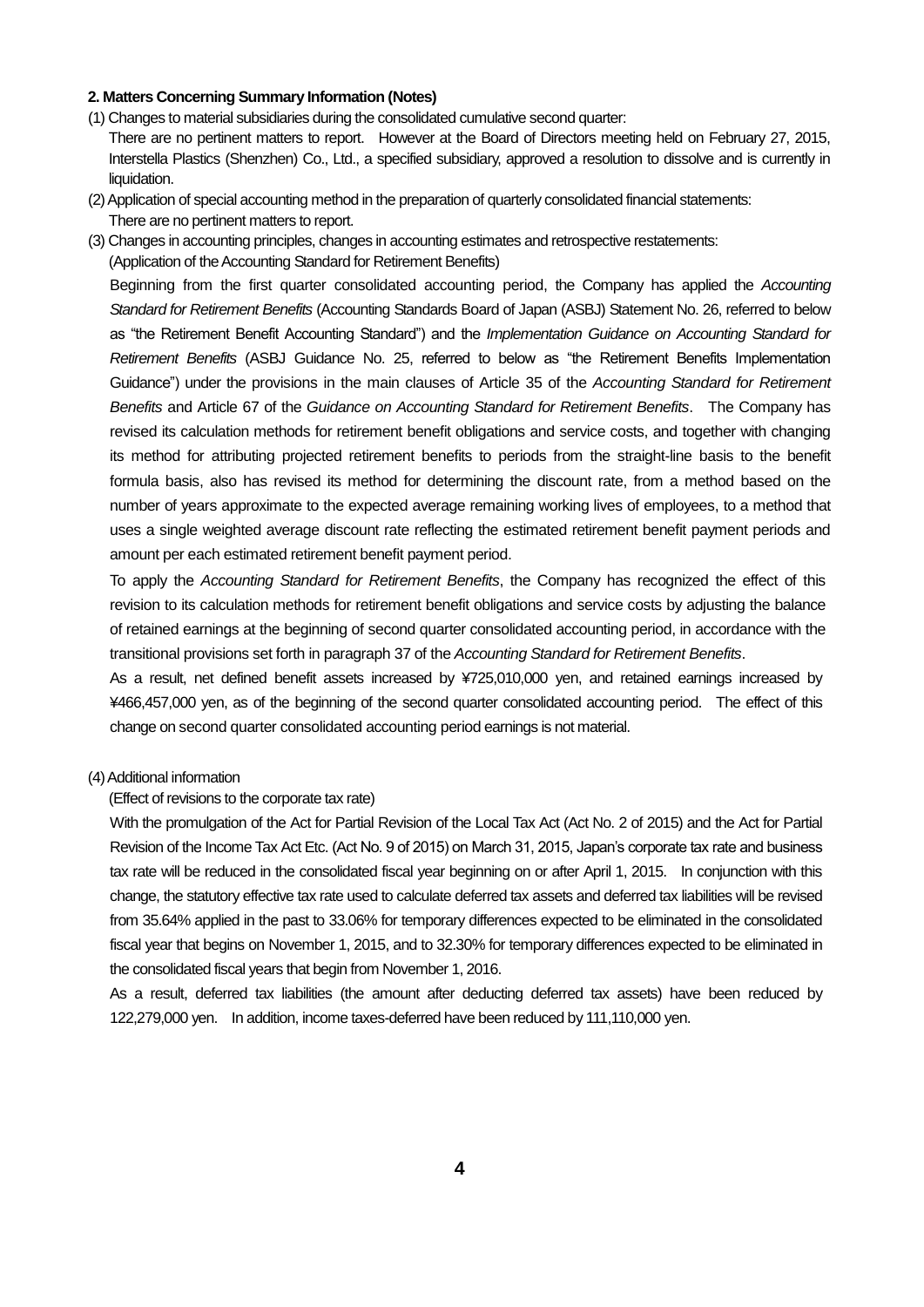**2. Matters Concerning Summary Information (Notes)**

(1) Changes to material subsidiaries during the consolidated cumulative second quarter:

There are no pertinent matters to report. However at the Board of Directors meeting held on February 27, 2015, Interstella Plastics (Shenzhen) Co., Ltd., a specified subsidiary, approved a resolution to dissolve and is currently in liquidation.

(2) Application of special accounting method in the preparation of quarterly consolidated financial statements:

There are no pertinent matters to report.

(3) Changes in accounting principles, changes in accounting estimates and retrospective restatements:

(Application of the Accounting Standard for Retirement Benefits)

Beginning from the first quarter consolidated accounting period, the Company has applied the *Accounting Standard for Retirement Benefits* (Accounting Standards Board of Japan (ASBJ) Statement No. 26, referred to below as "the Retirement Benefit Accounting Standard") and the *Implementation Guidance on Accounting Standard for Retirement Benefits* (ASBJ Guidance No. 25, referred to below as "the Retirement Benefits Implementation Guidance") under the provisions in the main clauses of Article 35 of the *Accounting Standard for Retirement Benefits* and Article 67 of the *Guidance on Accounting Standard for Retirement Benefits*. The Company has revised its calculation methods for retirement benefit obligations and service costs, and together with changing its method for attributing projected retirement benefits to periods from the straight-line basis to the benefit formula basis, also has revised its method for determining the discount rate, from a method based on the number of years approximate to the expected average remaining working lives of employees, to a method that uses a single weighted average discount rate reflecting the estimated retirement benefit payment periods and amount per each estimated retirement benefit payment period.

To apply the *Accounting Standard for Retirement Benefits*, the Company has recognized the effect of this revision to its calculation methods for retirement benefit obligations and service costs by adjusting the balance of retained earnings at the beginning of second quarter consolidated accounting period, in accordance with the transitional provisions set forth in paragraph 37 of the *Accounting Standard for Retirement Benefits*.

As a result, net defined benefit assets increased by ¥725,010,000 yen, and retained earnings increased by ¥466,457,000 yen, as of the beginning of the second quarter consolidated accounting period. The effect of this change on second quarter consolidated accounting period earnings is not material.

(4) Additional information

(Effect of revisions to the corporate tax rate)

With the promulgation of the Act for Partial Revision of the Local Tax Act (Act No. 2 of 2015) and the Act for Partial Revision of the Income Tax Act Etc. (Act No. 9 of 2015) on March 31, 2015, Japan's corporate tax rate and business tax rate will be reduced in the consolidated fiscal year beginning on or after April 1, 2015. In conjunction with this change, the statutory effective tax rate used to calculate deferred tax assets and deferred tax liabilities will be revised from 35.64% applied in the past to 33.06% for temporary differences expected to be eliminated in the consolidated fiscal year that begins on November 1, 2015, and to 32.30% for temporary differences expected to be eliminated in the consolidated fiscal years that begin from November 1, 2016.

As a result, deferred tax liabilities (the amount after deducting deferred tax assets) have been reduced by 122,279,000 yen. In addition, income taxes-deferred have been reduced by 111,110,000 yen.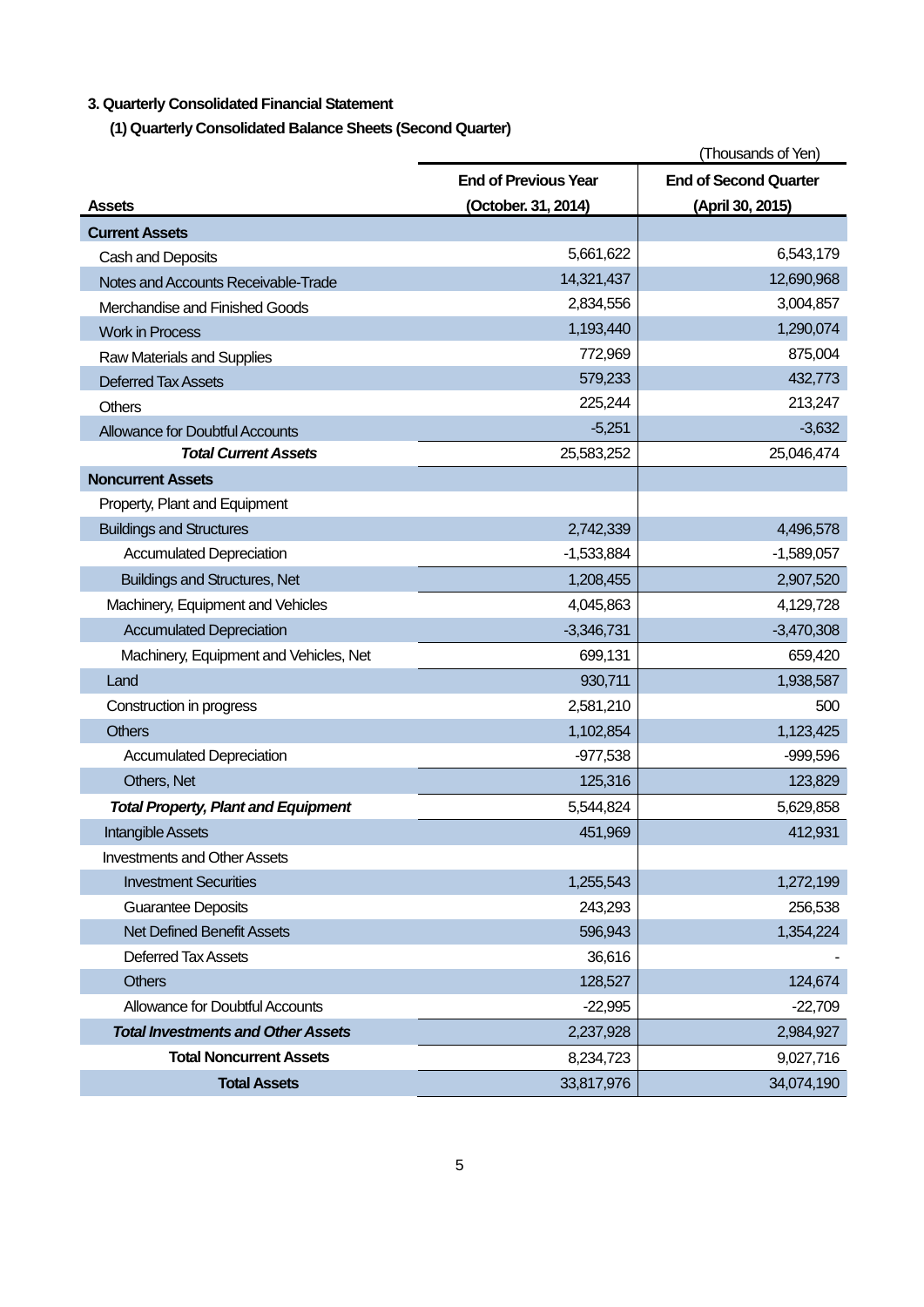### 3. Quarterly Consolidated Financial Statement

#### (1) Quarterly Consolidated Balance Sheets (Second Quarter)

(Thousands of Yen)

| Assets | End of Previous Year (October. 31, 2014) | End of Second Quarter (April 30, 2015) |
|---|---|---|
| **Current Assets** | | |
| Cash and Deposits | 5,661,622 | 6,543,179 |
| Notes and Accounts Receivable-Trade | 14,321,437 | 12,690,968 |
| Merchandise and Finished Goods | 2,834,556 | 3,004,857 |
| Work in Process | 1,193,440 | 1,290,074 |
| Raw Materials and Supplies | 772,969 | 875,004 |
| Deferred Tax Assets | 579,233 | 432,773 |
| Others | 225,244 | 213,247 |
| Allowance for Doubtful Accounts | -5,251 | -3,632 |
| ***Total Current Assets*** | 25,583,252 | 25,046,474 |
| **Noncurrent Assets** | | |
| Property, Plant and Equipment | | |
| Buildings and Structures | 2,742,339 | 4,496,578 |
| Accumulated Depreciation | -1,533,884 | -1,589,057 |
| Buildings and Structures, Net | 1,208,455 | 2,907,520 |
| Machinery, Equipment and Vehicles | 4,045,863 | 4,129,728 |
| Accumulated Depreciation | -3,346,731 | -3,470,308 |
| Machinery, Equipment and Vehicles, Net | 699,131 | 659,420 |
| Land | 930,711 | 1,938,587 |
| Construction in progress | 2,581,210 | 500 |
| Others | 1,102,854 | 1,123,425 |
| Accumulated Depreciation | -977,538 | -999,596 |
| Others, Net | 125,316 | 123,829 |
| ***Total Property, Plant and Equipment*** | 5,544,824 | 5,629,858 |
| Intangible Assets | 451,969 | 412,931 |
| Investments and Other Assets | | |
| Investment Securities | 1,255,543 | 1,272,199 |
| Guarantee Deposits | 243,293 | 256,538 |
| Net Defined Benefit Assets | 596,943 | 1,354,224 |
| Deferred Tax Assets | 36,616 | - |
| Others | 128,527 | 124,674 |
| Allowance for Doubtful Accounts | -22,995 | -22,709 |
| ***Total Investments and Other Assets*** | 2,237,928 | 2,984,927 |
| **Total Noncurrent Assets** | 8,234,723 | 9,027,716 |
| **Total Assets** | 33,817,976 | 34,074,190 |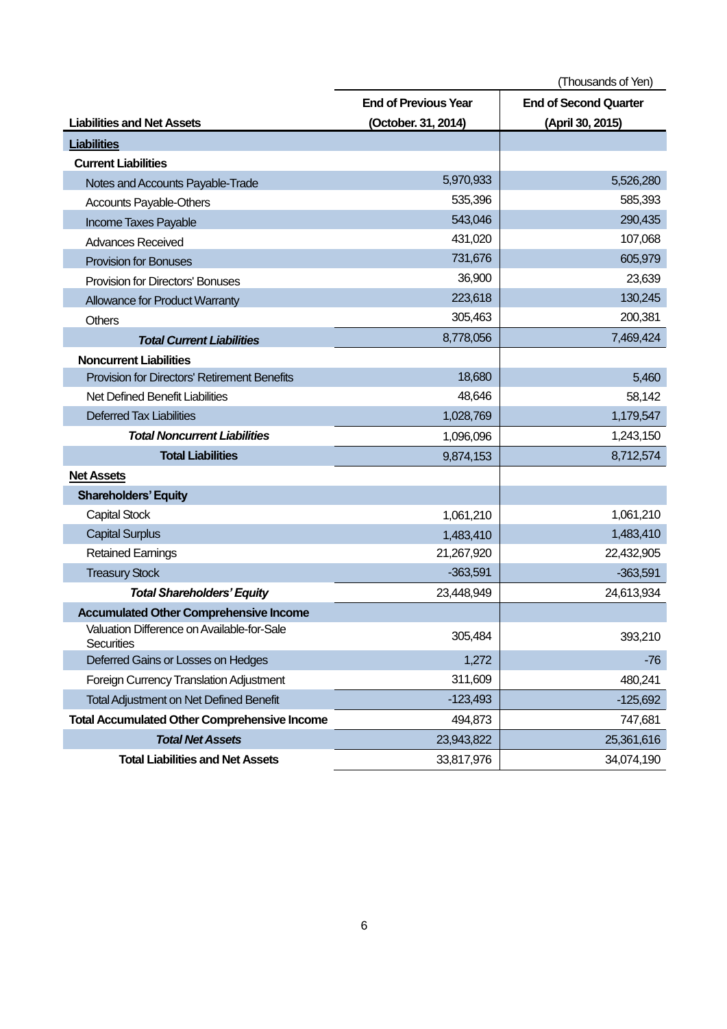(Thousands of Yen)

| Liabilities and Net Assets | End of Previous Year (October. 31, 2014) | End of Second Quarter (April 30, 2015) |
|---|---|---|
| **Liabilities** | | |
| **Current Liabilities** | | |
| Notes and Accounts Payable-Trade | 5,970,933 | 5,526,280 |
| Accounts Payable-Others | 535,396 | 585,393 |
| Income Taxes Payable | 543,046 | 290,435 |
| Advances Received | 431,020 | 107,068 |
| Provision for Bonuses | 731,676 | 605,979 |
| Provision for Directors' Bonuses | 36,900 | 23,639 |
| Allowance for Product Warranty | 223,618 | 130,245 |
| Others | 305,463 | 200,381 |
| ***Total Current Liabilities*** | 8,778,056 | 7,469,424 |
| **Noncurrent Liabilities** | | |
| Provision for Directors' Retirement Benefits | 18,680 | 5,460 |
| Net Defined Benefit Liabilities | 48,646 | 58,142 |
| Deferred Tax Liabilities | 1,028,769 | 1,179,547 |
| ***Total Noncurrent Liabilities*** | 1,096,096 | 1,243,150 |
| **Total Liabilities** | 9,874,153 | 8,712,574 |
| **Net Assets** | | |
| **Shareholders' Equity** | | |
| Capital Stock | 1,061,210 | 1,061,210 |
| Capital Surplus | 1,483,410 | 1,483,410 |
| Retained Earnings | 21,267,920 | 22,432,905 |
| Treasury Stock | -363,591 | -363,591 |
| ***Total Shareholders' Equity*** | 23,448,949 | 24,613,934 |
| **Accumulated Other Comprehensive Income** | | |
| Valuation Difference on Available-for-Sale Securities | 305,484 | 393,210 |
| Deferred Gains or Losses on Hedges | 1,272 | -76 |
| Foreign Currency Translation Adjustment | 311,609 | 480,241 |
| Total Adjustment on Net Defined Benefit | -123,493 | -125,692 |
| **Total Accumulated Other Comprehensive Income** | 494,873 | 747,681 |
| ***Total Net Assets*** | 23,943,822 | 25,361,616 |
| **Total Liabilities and Net Assets** | 33,817,976 | 34,074,190 |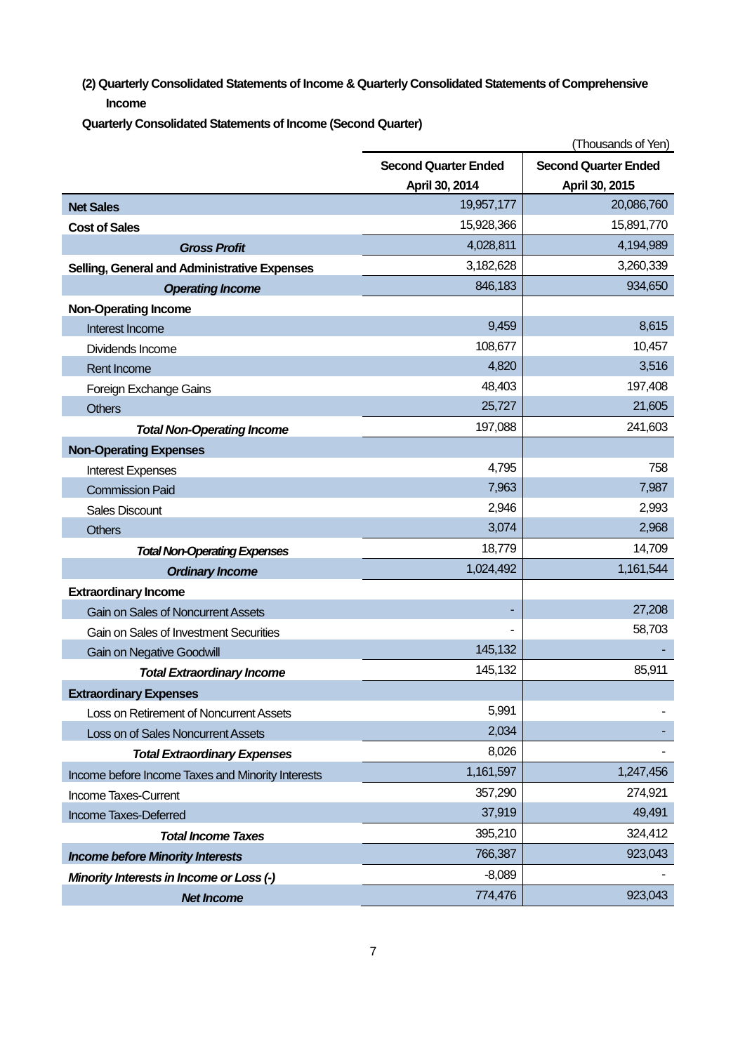### (2) Quarterly Consolidated Statements of Income & Quarterly Consolidated Statements of Comprehensive Income

**Quarterly Consolidated Statements of Income (Second Quarter)**

(Thousands of Yen)

| | Second Quarter Ended April 30, 2014 | Second Quarter Ended April 30, 2015 |
|---|---|---|
| **Net Sales** | 19,957,177 | 20,086,760 |
| **Cost of Sales** | 15,928,366 | 15,891,770 |
| ***Gross Profit*** | 4,028,811 | 4,194,989 |
| **Selling, General and Administrative Expenses** | 3,182,628 | 3,260,339 |
| ***Operating Income*** | 846,183 | 934,650 |
| **Non-Operating Income** | | |
| Interest Income | 9,459 | 8,615 |
| Dividends Income | 108,677 | 10,457 |
| Rent Income | 4,820 | 3,516 |
| Foreign Exchange Gains | 48,403 | 197,408 |
| Others | 25,727 | 21,605 |
| ***Total Non-Operating Income*** | 197,088 | 241,603 |
| **Non-Operating Expenses** | | |
| Interest Expenses | 4,795 | 758 |
| Commission Paid | 7,963 | 7,987 |
| Sales Discount | 2,946 | 2,993 |
| Others | 3,074 | 2,968 |
| ***Total Non-Operating Expenses*** | 18,779 | 14,709 |
| ***Ordinary Income*** | 1,024,492 | 1,161,544 |
| **Extraordinary Income** | | |
| Gain on Sales of Noncurrent Assets | - | 27,208 |
| Gain on Sales of Investment Securities | - | 58,703 |
| Gain on Negative Goodwill | 145,132 | - |
| ***Total Extraordinary Income*** | 145,132 | 85,911 |
| **Extraordinary Expenses** | | |
| Loss on Retirement of Noncurrent Assets | 5,991 | - |
| Loss on of Sales Noncurrent Assets | 2,034 | - |
| ***Total Extraordinary Expenses*** | 8,026 | - |
| Income before Income Taxes and Minority Interests | 1,161,597 | 1,247,456 |
| Income Taxes-Current | 357,290 | 274,921 |
| Income Taxes-Deferred | 37,919 | 49,491 |
| ***Total Income Taxes*** | 395,210 | 324,412 |
| ***Income before Minority Interests*** | 766,387 | 923,043 |
| ***Minority Interests in Income or Loss (-)*** | -8,089 | - |
| ***Net Income*** | 774,476 | 923,043 |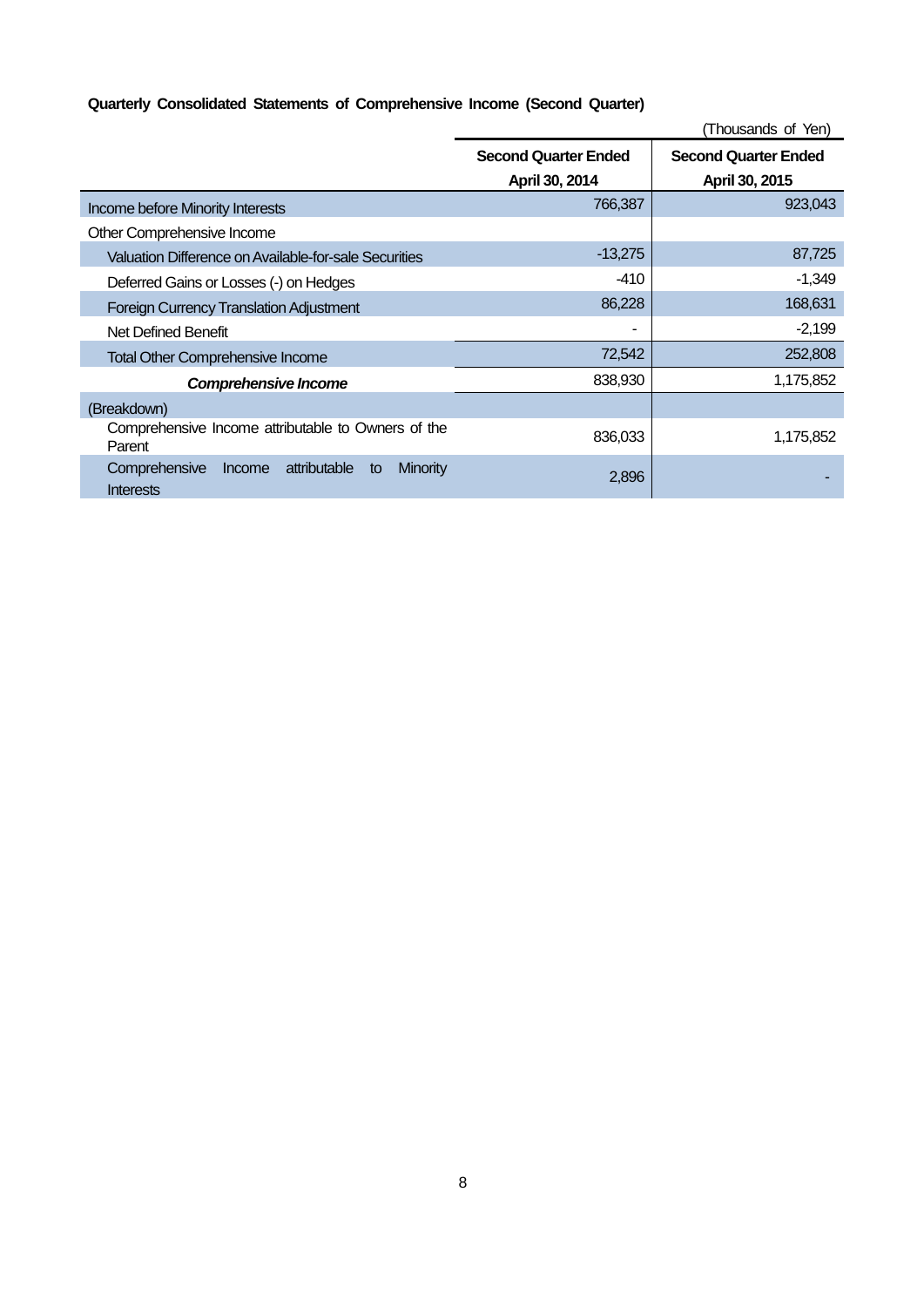**Quarterly Consolidated Statements of Comprehensive Income (Second Quarter)**

(Thousands of Yen)

| | Second Quarter Ended April 30, 2014 | Second Quarter Ended April 30, 2015 |
|---|---|---|
| Income before Minority Interests | 766,387 | 923,043 |
| Other Comprehensive Income | | |
| Valuation Difference on Available-for-sale Securities | -13,275 | 87,725 |
| Deferred Gains or Losses (-) on Hedges | -410 | -1,349 |
| Foreign Currency Translation Adjustment | 86,228 | 168,631 |
| Net Defined Benefit | - | -2,199 |
| Total Other Comprehensive Income | 72,542 | 252,808 |
| ***Comprehensive Income*** | 838,930 | 1,175,852 |
| (Breakdown) | | |
| Comprehensive Income attributable to Owners of the Parent | 836,033 | 1,175,852 |
| Comprehensive Income attributable to Minority Interests | 2,896 | - |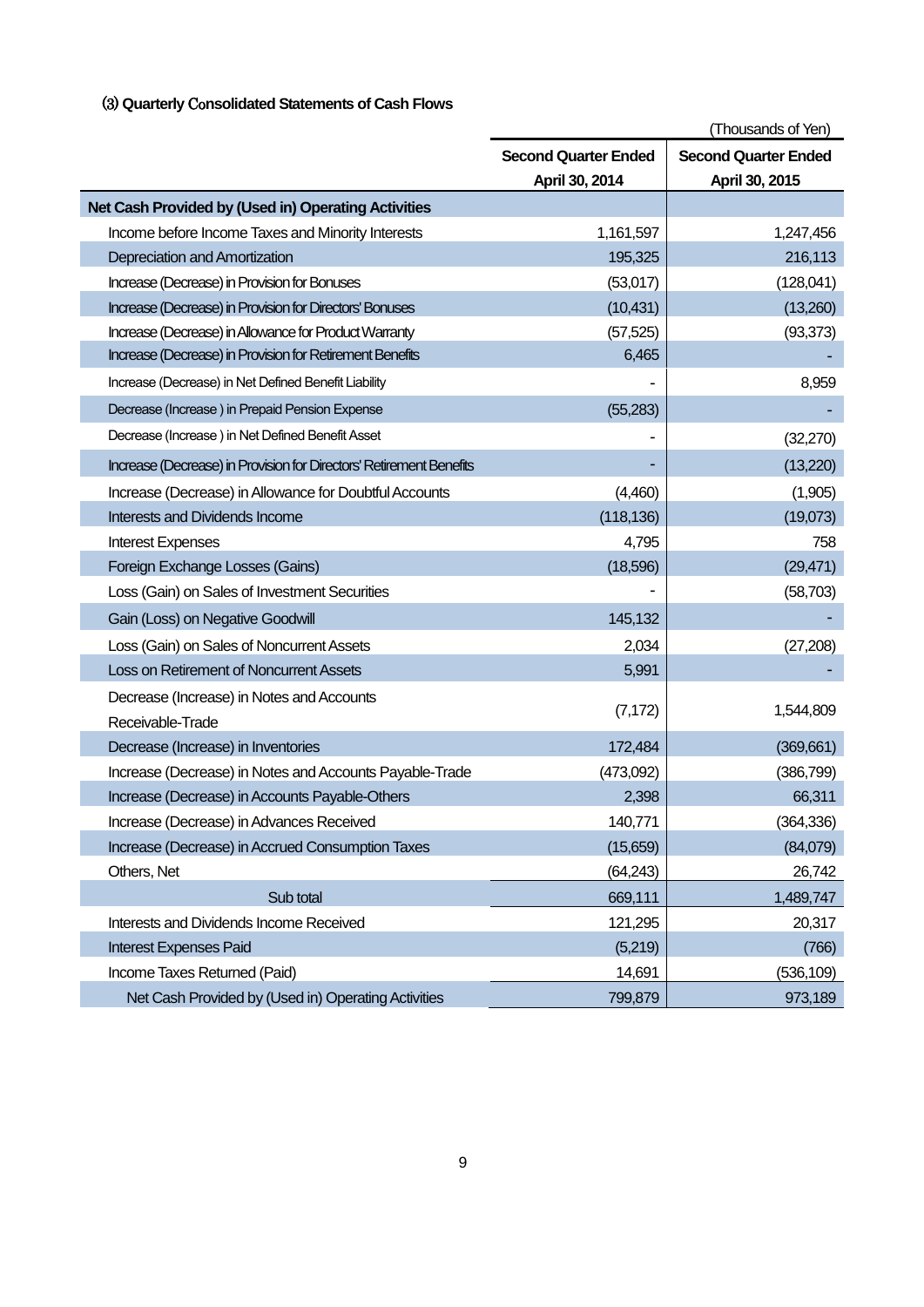### ⑶ Quarterly Consolidated Statements of Cash Flows

(Thousands of Yen)

| | Second Quarter Ended April 30, 2014 | Second Quarter Ended April 30, 2015 |
|---|---|---|
| **Net Cash Provided by (Used in) Operating Activities** | | |
| Income before Income Taxes and Minority Interests | 1,161,597 | 1,247,456 |
| Depreciation and Amortization | 195,325 | 216,113 |
| Increase (Decrease) in Provision for Bonuses | (53,017) | (128,041) |
| Increase (Decrease) in Provision for Directors' Bonuses | (10,431) | (13,260) |
| Increase (Decrease) in Allowance for Product Warranty | (57,525) | (93,373) |
| Increase (Decrease) in Provision for Retirement Benefits | 6,465 | - |
| Increase (Decrease) in Net Defined Benefit Liability | - | 8,959 |
| Decrease (Increase ) in Prepaid Pension Expense | (55,283) | - |
| Decrease (Increase ) in Net Defined Benefit Asset | - | (32,270) |
| Increase (Decrease) in Provision for Directors' Retirement Benefits | - | (13,220) |
| Increase (Decrease) in Allowance for Doubtful Accounts | (4,460) | (1,905) |
| Interests and Dividends Income | (118,136) | (19,073) |
| Interest Expenses | 4,795 | 758 |
| Foreign Exchange Losses (Gains) | (18,596) | (29,471) |
| Loss (Gain) on Sales of Investment Securities | - | (58,703) |
| Gain (Loss) on Negative Goodwill | 145,132 | - |
| Loss (Gain) on Sales of Noncurrent Assets | 2,034 | (27,208) |
| Loss on Retirement of Noncurrent Assets | 5,991 | - |
| Decrease (Increase) in Notes and Accounts Receivable-Trade | (7,172) | 1,544,809 |
| Decrease (Increase) in Inventories | 172,484 | (369,661) |
| Increase (Decrease) in Notes and Accounts Payable-Trade | (473,092) | (386,799) |
| Increase (Decrease) in Accounts Payable-Others | 2,398 | 66,311 |
| Increase (Decrease) in Advances Received | 140,771 | (364,336) |
| Increase (Decrease) in Accrued Consumption Taxes | (15,659) | (84,079) |
| Others, Net | (64,243) | 26,742 |
| Sub total | 669,111 | 1,489,747 |
| Interests and Dividends Income Received | 121,295 | 20,317 |
| Interest Expenses Paid | (5,219) | (766) |
| Income Taxes Returned (Paid) | 14,691 | (536,109) |
| Net Cash Provided by (Used in) Operating Activities | 799,879 | 973,189 |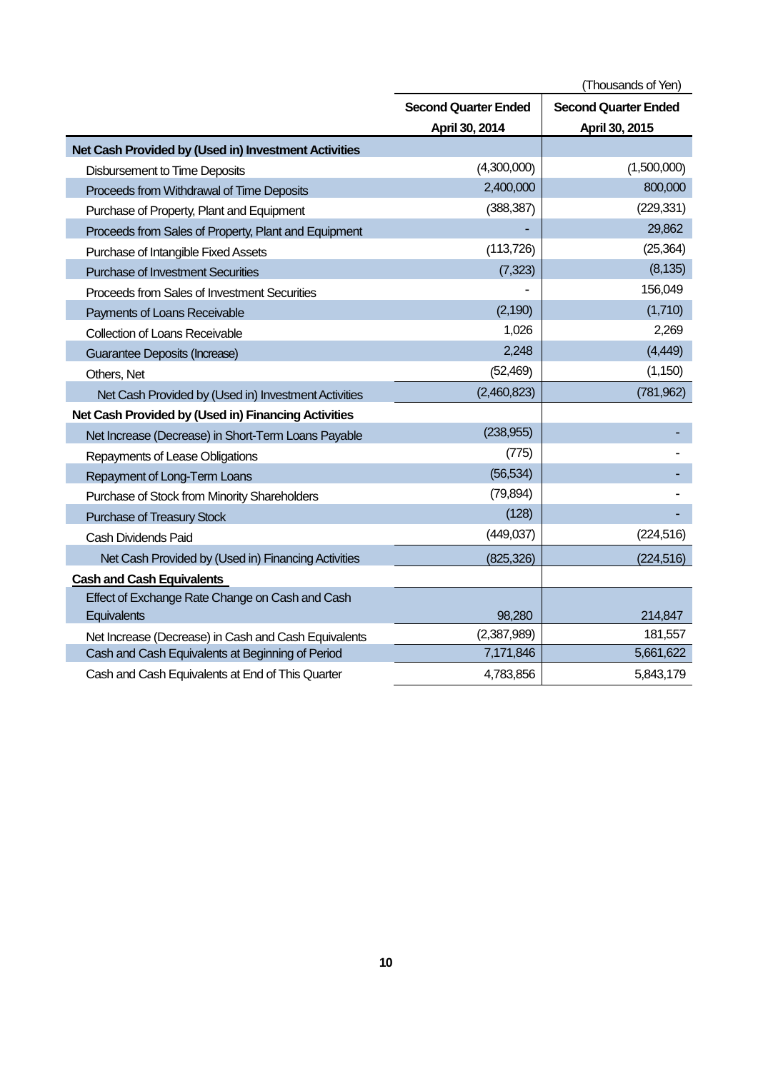(Thousands of Yen)

| | Second Quarter Ended April 30, 2014 | Second Quarter Ended April 30, 2015 |
|---|---|---|
| **Net Cash Provided by (Used in) Investment Activities** | | |
| Disbursement to Time Deposits | (4,300,000) | (1,500,000) |
| Proceeds from Withdrawal of Time Deposits | 2,400,000 | 800,000 |
| Purchase of Property, Plant and Equipment | (388,387) | (229,331) |
| Proceeds from Sales of Property, Plant and Equipment | - | 29,862 |
| Purchase of Intangible Fixed Assets | (113,726) | (25,364) |
| Purchase of Investment Securities | (7,323) | (8,135) |
| Proceeds from Sales of Investment Securities | - | 156,049 |
| Payments of Loans Receivable | (2,190) | (1,710) |
| Collection of Loans Receivable | 1,026 | 2,269 |
| Guarantee Deposits (Increase) | 2,248 | (4,449) |
| Others, Net | (52,469) | (1,150) |
| Net Cash Provided by (Used in) Investment Activities | (2,460,823) | (781,962) |
| **Net Cash Provided by (Used in) Financing Activities** | | |
| Net Increase (Decrease) in Short-Term Loans Payable | (238,955) | - |
| Repayments of Lease Obligations | (775) | - |
| Repayment of Long-Term Loans | (56,534) | - |
| Purchase of Stock from Minority Shareholders | (79,894) | - |
| Purchase of Treasury Stock | (128) | - |
| Cash Dividends Paid | (449,037) | (224,516) |
| Net Cash Provided by (Used in) Financing Activities | (825,326) | (224,516) |
| **Cash and Cash Equivalents** | | |
| Effect of Exchange Rate Change on Cash and Cash Equivalents | 98,280 | 214,847 |
| Net Increase (Decrease) in Cash and Cash Equivalents | (2,387,989) | 181,557 |
| Cash and Cash Equivalents at Beginning of Period | 7,171,846 | 5,661,622 |
| Cash and Cash Equivalents at End of This Quarter | 4,783,856 | 5,843,179 |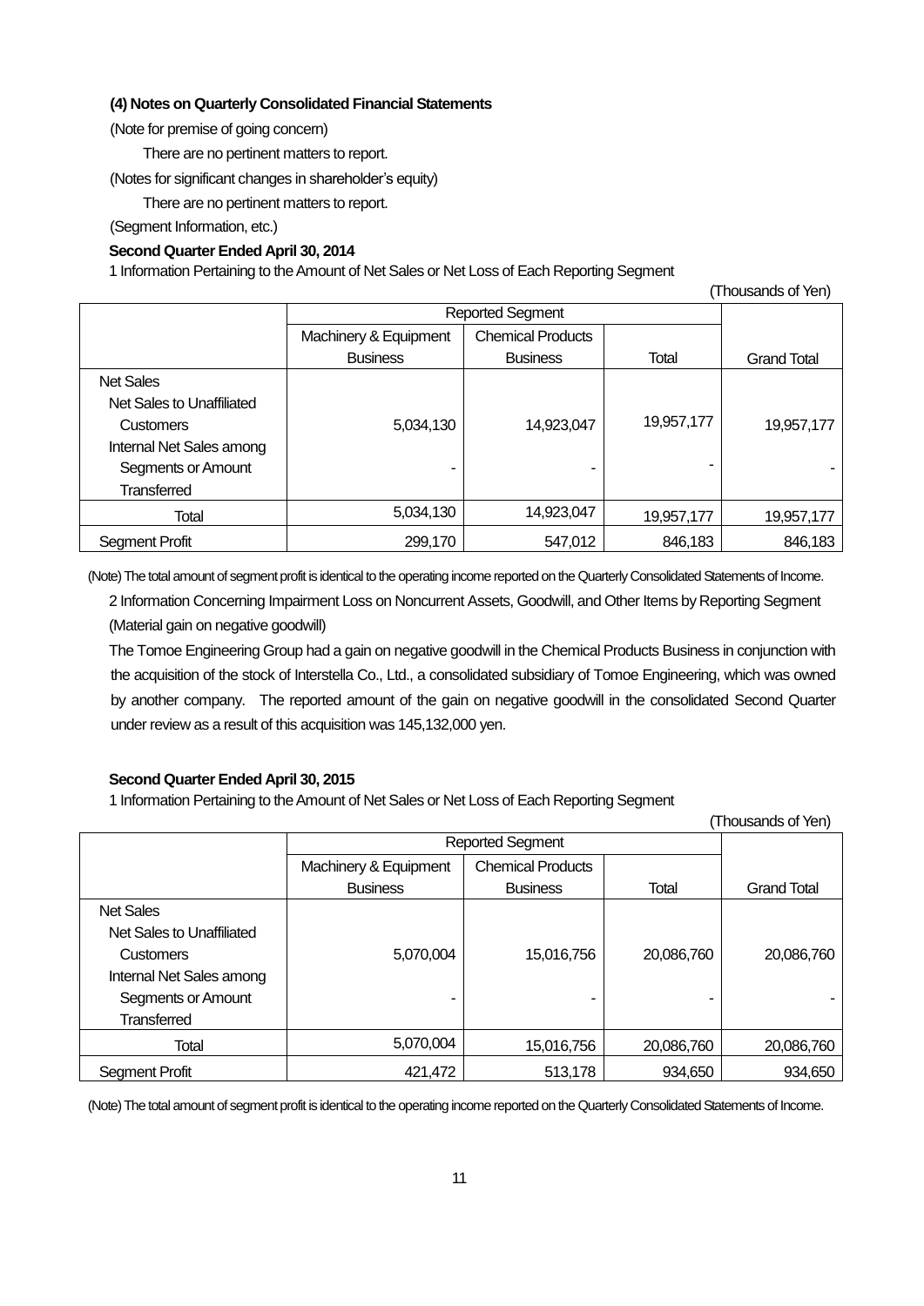### (4) Notes on Quarterly Consolidated Financial Statements

(Note for premise of going concern)

There are no pertinent matters to report.

(Notes for significant changes in shareholder's equity)

There are no pertinent matters to report.

(Segment Information, etc.)

**Second Quarter Ended April 30, 2014**

1 Information Pertaining to the Amount of Net Sales or Net Loss of Each Reporting Segment

(Thousands of Yen)

| | Reported Segment | | | |
|---|---|---|---|---|
| | Machinery & Equipment Business | Chemical Products Business | Total | Grand Total |
| Net Sales | | | | |
| Net Sales to Unaffiliated Customers | 5,034,130 | 14,923,047 | 19,957,177 | 19,957,177 |
| Internal Net Sales among Segments or Amount Transferred | - | - | - | - |
| Total | 5,034,130 | 14,923,047 | 19,957,177 | 19,957,177 |
| Segment Profit | 299,170 | 547,012 | 846,183 | 846,183 |

(Note) The total amount of segment profit is identical to the operating income reported on the Quarterly Consolidated Statements of Income.

2 Information Concerning Impairment Loss on Noncurrent Assets, Goodwill, and Other Items by Reporting Segment

(Material gain on negative goodwill)

The Tomoe Engineering Group had a gain on negative goodwill in the Chemical Products Business in conjunction with the acquisition of the stock of Interstella Co., Ltd., a consolidated subsidiary of Tomoe Engineering, which was owned by another company. The reported amount of the gain on negative goodwill in the consolidated Second Quarter under review as a result of this acquisition was 145,132,000 yen.

**Second Quarter Ended April 30, 2015**

1 Information Pertaining to the Amount of Net Sales or Net Loss of Each Reporting Segment

(Thousands of Yen)

| | Reported Segment | | | |
|---|---|---|---|---|
| | Machinery & Equipment Business | Chemical Products Business | Total | Grand Total |
| Net Sales | | | | |
| Net Sales to Unaffiliated Customers | 5,070,004 | 15,016,756 | 20,086,760 | 20,086,760 |
| Internal Net Sales among Segments or Amount Transferred | - | - | - | - |
| Total | 5,070,004 | 15,016,756 | 20,086,760 | 20,086,760 |
| Segment Profit | 421,472 | 513,178 | 934,650 | 934,650 |

(Note) The total amount of segment profit is identical to the operating income reported on the Quarterly Consolidated Statements of Income.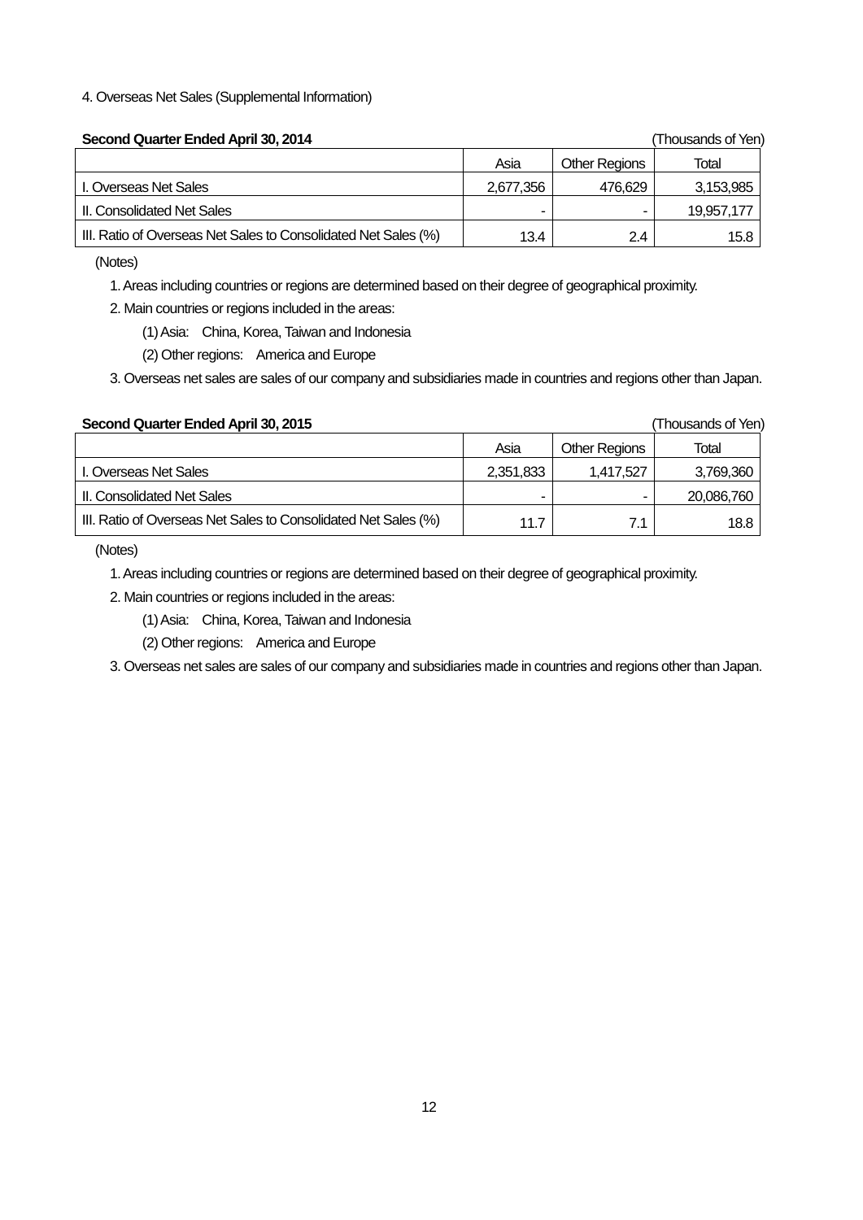4. Overseas Net Sales (Supplemental Information)

**Second Quarter Ended April 30, 2014** (Thousands of Yen)

| | Asia | Other Regions | Total |
|---|---|---|---|
| I. Overseas Net Sales | 2,677,356 | 476,629 | 3,153,985 |
| II. Consolidated Net Sales | - | - | 19,957,177 |
| III. Ratio of Overseas Net Sales to Consolidated Net Sales (%) | 13.4 | 2.4 | 15.8 |

(Notes)

1. Areas including countries or regions are determined based on their degree of geographical proximity.
2. Main countries or regions included in the areas:
   (1) Asia: China, Korea, Taiwan and Indonesia
   (2) Other regions: America and Europe
3. Overseas net sales are sales of our company and subsidiaries made in countries and regions other than Japan.

**Second Quarter Ended April 30, 2015** (Thousands of Yen)

| | Asia | Other Regions | Total |
|---|---|---|---|
| I. Overseas Net Sales | 2,351,833 | 1,417,527 | 3,769,360 |
| II. Consolidated Net Sales | - | - | 20,086,760 |
| III. Ratio of Overseas Net Sales to Consolidated Net Sales (%) | 11.7 | 7.1 | 18.8 |

(Notes)

1. Areas including countries or regions are determined based on their degree of geographical proximity.
2. Main countries or regions included in the areas:
   (1) Asia: China, Korea, Taiwan and Indonesia
   (2) Other regions: America and Europe
3. Overseas net sales are sales of our company and subsidiaries made in countries and regions other than Japan.